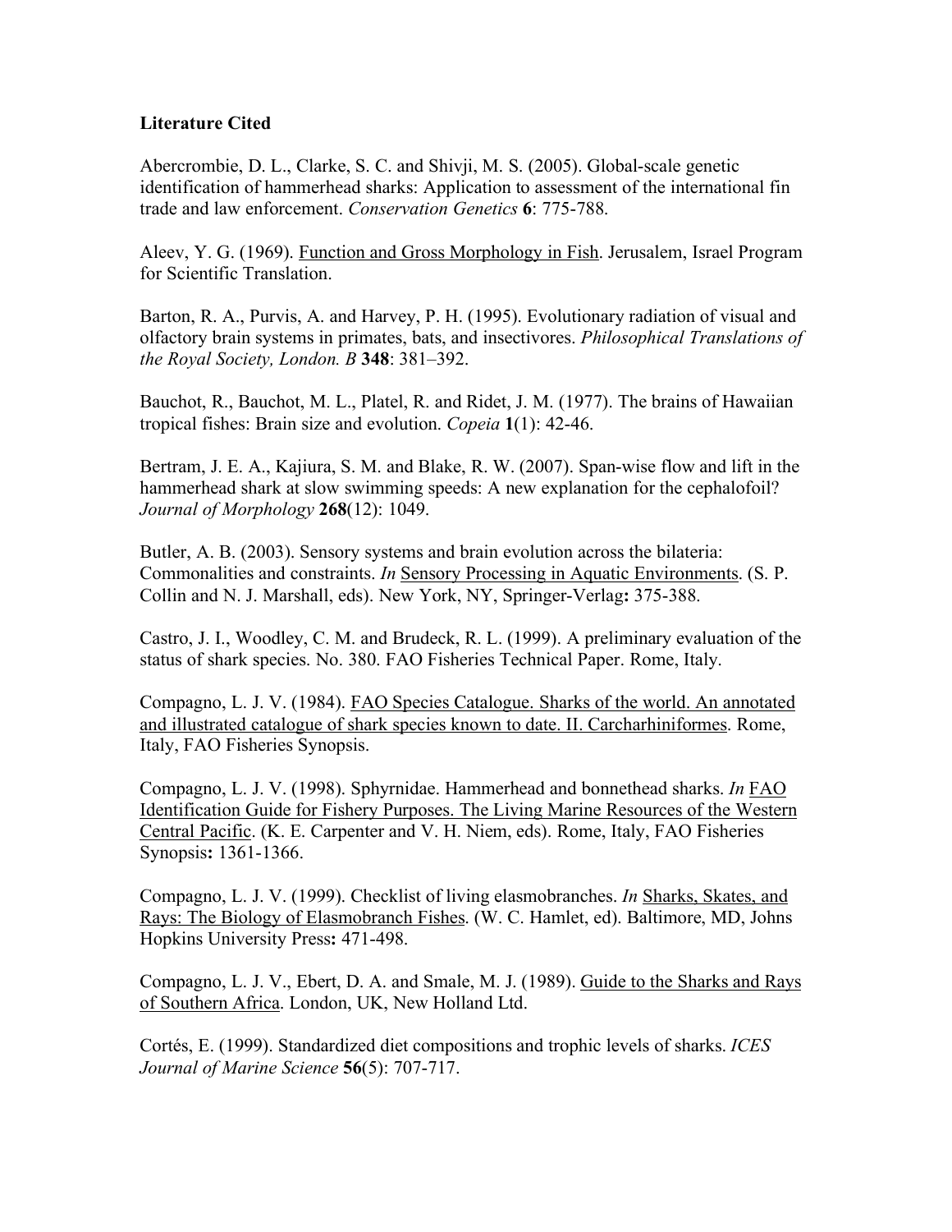## Literature Cited

Abercrombie, D. L., Clarke, S. C. and Shivji, M. S. (2005). Global-scale genetic identification of hammerhead sharks: Application to assessment of the international fin trade and law enforcement. *Conservation Genetics* **6**: 775-788.

Aleev, Y. G. (1969). Function and Gross Morphology in Fish. Jerusalem, Israel Program for Scientific Translation.

Barton, R. A., Purvis, A. and Harvey, P. H. (1995). Evolutionary radiation of visual and olfactory brain systems in primates, bats, and insectivores. *Philosophical Translations of the Royal Society, London. B* **348**: 381–392.

Bauchot, R., Bauchot, M. L., Platel, R. and Ridet, J. M. (1977). The brains of Hawaiian tropical fishes: Brain size and evolution. *Copeia* **1**(1): 42-46.

Bertram, J. E. A., Kajiura, S. M. and Blake, R. W. (2007). Span-wise flow and lift in the hammerhead shark at slow swimming speeds: A new explanation for the cephalofoil? *Journal of Morphology* **268**(12): 1049.

Butler, A. B. (2003). Sensory systems and brain evolution across the bilateria: Commonalities and constraints. *In* Sensory Processing in Aquatic Environments. (S. P. Collin and N. J. Marshall, eds). New York, NY, Springer-Verlag**:** 375-388.

Castro, J. I., Woodley, C. M. and Brudeck, R. L. (1999). A preliminary evaluation of the status of shark species. No. 380. FAO Fisheries Technical Paper. Rome, Italy.

Compagno, L. J. V. (1984). FAO Species Catalogue. Sharks of the world. An annotated and illustrated catalogue of shark species known to date. II. Carcharhiniformes. Rome, Italy, FAO Fisheries Synopsis.

Compagno, L. J. V. (1998). Sphyrnidae. Hammerhead and bonnethead sharks. *In* FAO Identification Guide for Fishery Purposes. The Living Marine Resources of the Western Central Pacific. (K. E. Carpenter and V. H. Niem, eds). Rome, Italy, FAO Fisheries Synopsis**:** 1361-1366.

Compagno, L. J. V. (1999). Checklist of living elasmobranches. *In* Sharks, Skates, and Rays: The Biology of Elasmobranch Fishes. (W. C. Hamlet, ed). Baltimore, MD, Johns Hopkins University Press**:** 471-498.

Compagno, L. J. V., Ebert, D. A. and Smale, M. J. (1989). Guide to the Sharks and Rays of Southern Africa. London, UK, New Holland Ltd.

Cortés, E. (1999). Standardized diet compositions and trophic levels of sharks. *ICES Journal of Marine Science* **56**(5): 707-717.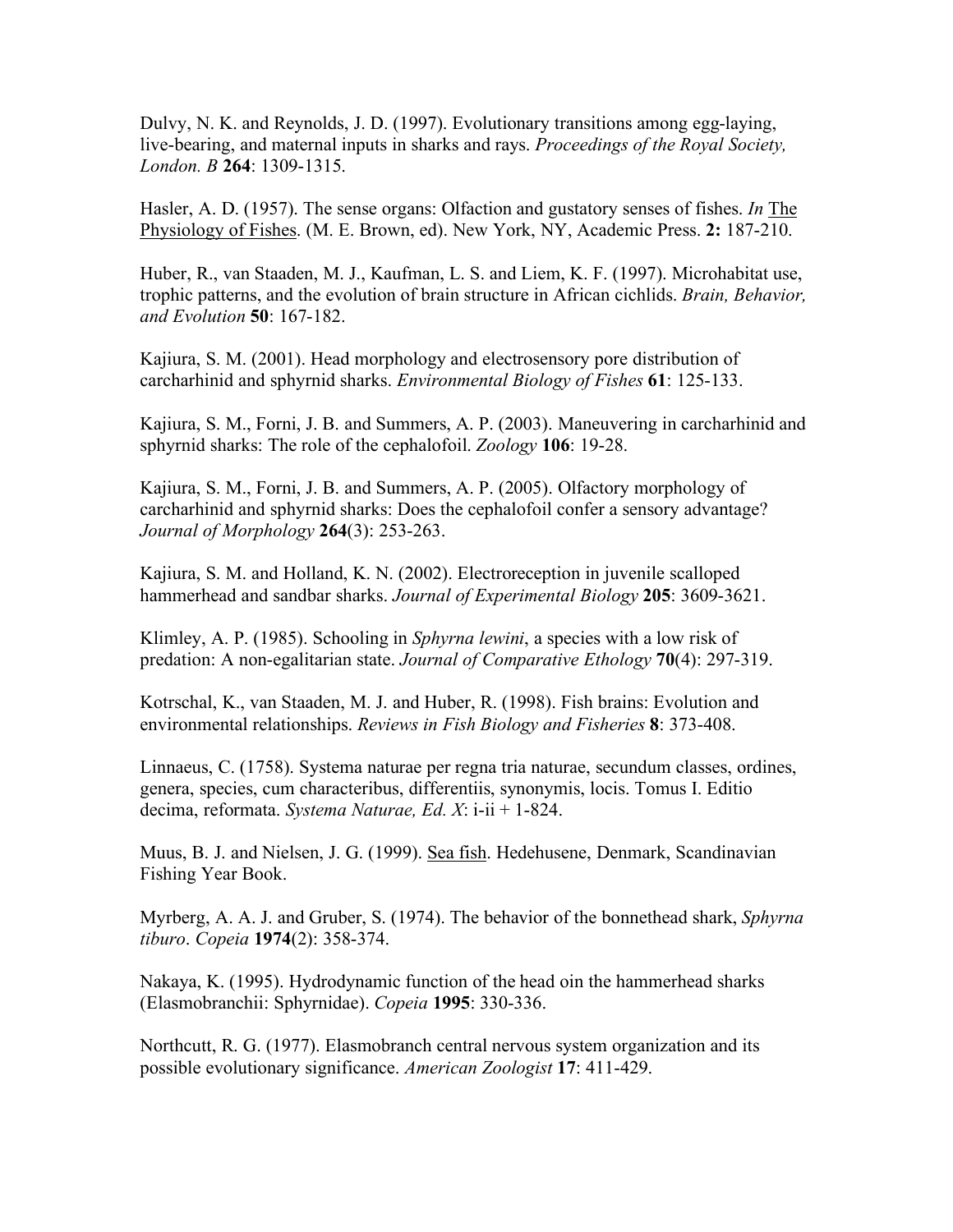Dulvy, N. K. and Reynolds, J. D. (1997). Evolutionary transitions among egg-laying, live-bearing, and maternal inputs in sharks and rays. *Proceedings of the Royal Society, London. B* **264**: 1309-1315.

Hasler, A. D. (1957). The sense organs: Olfaction and gustatory senses of fishes. *In* The Physiology of Fishes. (M. E. Brown, ed). New York, NY, Academic Press. **2:** 187-210.

Huber, R., van Staaden, M. J., Kaufman, L. S. and Liem, K. F. (1997). Microhabitat use, trophic patterns, and the evolution of brain structure in African cichlids. *Brain, Behavior, and Evolution* **50**: 167-182.

Kajiura, S. M. (2001). Head morphology and electrosensory pore distribution of carcharhinid and sphyrnid sharks. *Environmental Biology of Fishes* **61**: 125-133.

Kajiura, S. M., Forni, J. B. and Summers, A. P. (2003). Maneuvering in carcharhinid and sphyrnid sharks: The role of the cephalofoil. *Zoology* **106**: 19-28.

Kajiura, S. M., Forni, J. B. and Summers, A. P. (2005). Olfactory morphology of carcharhinid and sphyrnid sharks: Does the cephalofoil confer a sensory advantage? *Journal of Morphology* **264**(3): 253-263.

Kajiura, S. M. and Holland, K. N. (2002). Electroreception in juvenile scalloped hammerhead and sandbar sharks. *Journal of Experimental Biology* **205**: 3609-3621.

Klimley, A. P. (1985). Schooling in *Sphyrna lewini*, a species with a low risk of predation: A non-egalitarian state. *Journal of Comparative Ethology* **70**(4): 297-319.

Kotrschal, K., van Staaden, M. J. and Huber, R. (1998). Fish brains: Evolution and environmental relationships. *Reviews in Fish Biology and Fisheries* **8**: 373-408.

Linnaeus, C. (1758). Systema naturae per regna tria naturae, secundum classes, ordines, genera, species, cum characteribus, differentiis, synonymis, locis. Tomus I. Editio decima, reformata. *Systema Naturae, Ed. X*: i-ii + 1-824.

Muus, B. J. and Nielsen, J. G. (1999). Sea fish. Hedehusene, Denmark, Scandinavian Fishing Year Book.

Myrberg, A. A. J. and Gruber, S. (1974). The behavior of the bonnethead shark, *Sphyrna tiburo*. *Copeia* **1974**(2): 358-374.

Nakaya, K. (1995). Hydrodynamic function of the head oin the hammerhead sharks (Elasmobranchii: Sphyrnidae). *Copeia* **1995**: 330-336.

Northcutt, R. G. (1977). Elasmobranch central nervous system organization and its possible evolutionary significance. *American Zoologist* **17**: 411-429.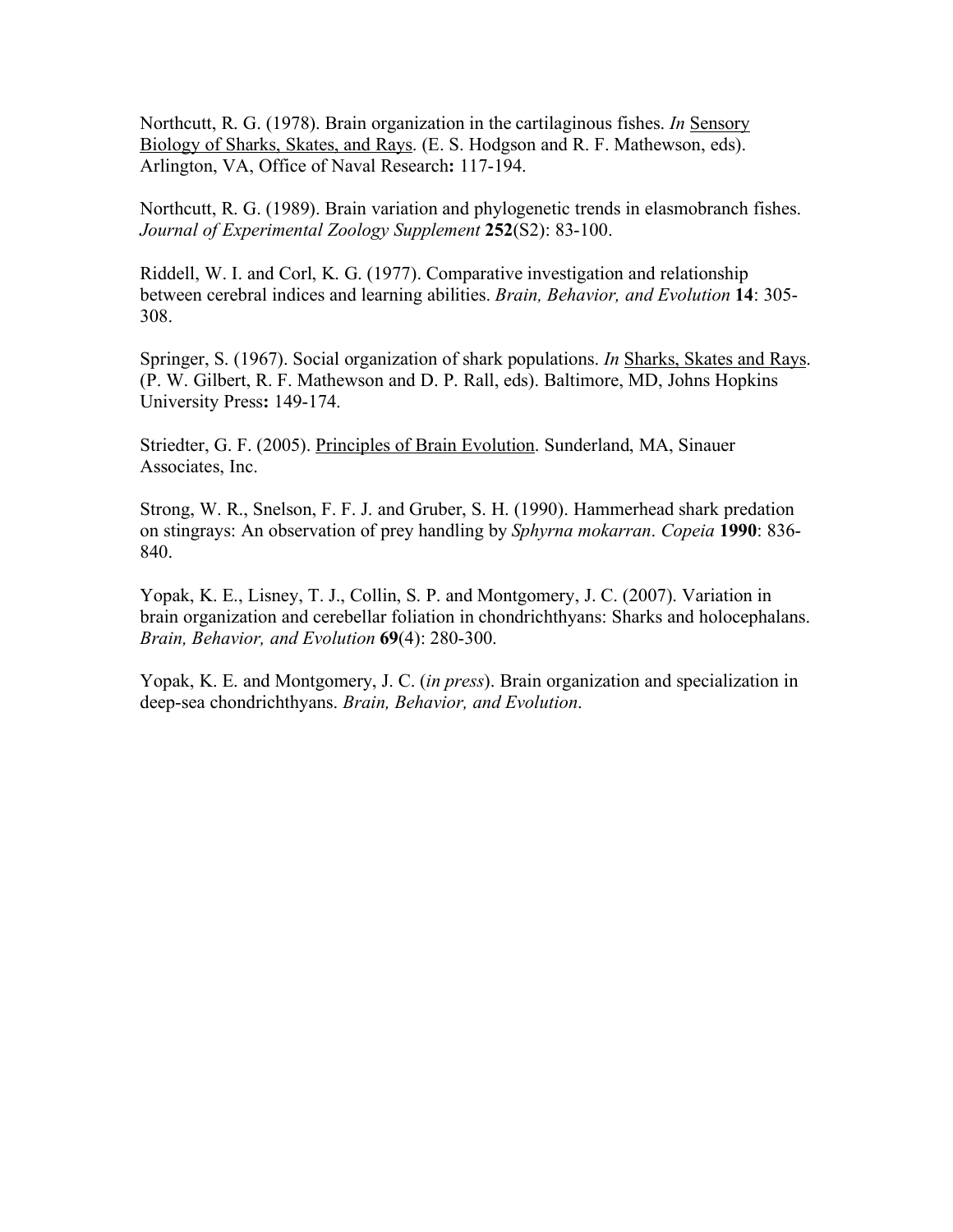Northcutt, R. G. (1978). Brain organization in the cartilaginous fishes. *In* Sensory Biology of Sharks, Skates, and Rays. (E. S. Hodgson and R. F. Mathewson, eds). Arlington, VA, Office of Naval Research**:** 117-194.

Northcutt, R. G. (1989). Brain variation and phylogenetic trends in elasmobranch fishes. *Journal of Experimental Zoology Supplement* **252**(S2): 83-100.

Riddell, W. I. and Corl, K. G. (1977). Comparative investigation and relationship between cerebral indices and learning abilities. *Brain, Behavior, and Evolution* **14**: 305-308.

Springer, S. (1967). Social organization of shark populations. *In* Sharks, Skates and Rays. (P. W. Gilbert, R. F. Mathewson and D. P. Rall, eds). Baltimore, MD, Johns Hopkins University Press**:** 149-174.

Striedter, G. F. (2005). Principles of Brain Evolution. Sunderland, MA, Sinauer Associates, Inc.

Strong, W. R., Snelson, F. F. J. and Gruber, S. H. (1990). Hammerhead shark predation on stingrays: An observation of prey handling by *Sphyrna mokarran*. *Copeia* **1990**: 836-840.

Yopak, K. E., Lisney, T. J., Collin, S. P. and Montgomery, J. C. (2007). Variation in brain organization and cerebellar foliation in chondrichthyans: Sharks and holocephalans. *Brain, Behavior, and Evolution* **69**(4): 280-300.

Yopak, K. E. and Montgomery, J. C. (*in press*). Brain organization and specialization in deep-sea chondrichthyans. *Brain, Behavior, and Evolution*.